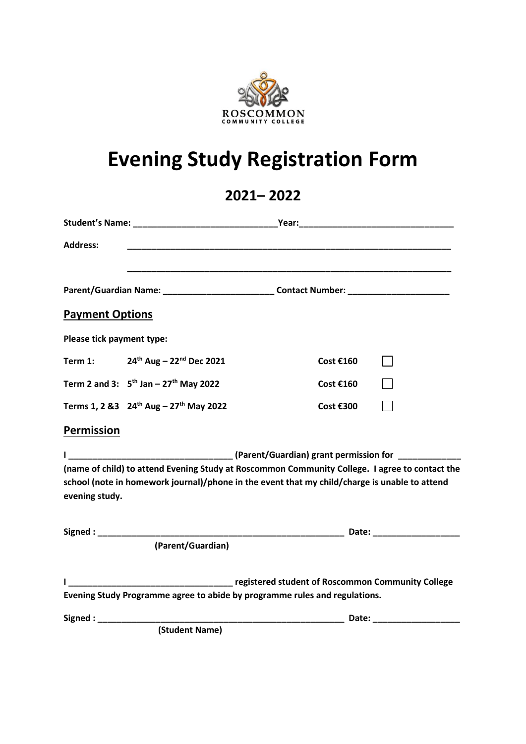ROSCOMMON
COMMUNITY COLLEGE

# Evening Study Registration Form

## 2021– 2022

**Student's Name: ______________________________Year:________________________________**

**Address: ____________________________________________________________________**

**____________________________________________________________________**

**Parent/Guardian Name: _______________________ Contact Number: _____________________**

## Payment Options

**Please tick payment type:**

| | | | |
|---|---|---|---|
| **Term 1:** | **24th Aug – 22nd Dec 2021** | **Cost €160** | ☐ |
| **Term 2 and 3:** | **5th Jan – 27th May 2022** | **Cost €160** | ☐ |
| **Terms 1, 2 &3** | **24th Aug – 27th May 2022** | **Cost €300** | ☐ |

## Permission

**I __________________________________ (Parent/Guardian) grant permission for _____________ (name of child) to attend Evening Study at Roscommon Community College. I agree to contact the school (note in homework journal)/phone in the event that my child/charge is unable to attend evening study.**

**Signed : ____________________________________________________ Date: __________________**
**(Parent/Guardian)**

**I __________________________________ registered student of Roscommon Community College Evening Study Programme agree to abide by programme rules and regulations.**

**Signed : ____________________________________________________ Date: __________________**
**(Student Name)**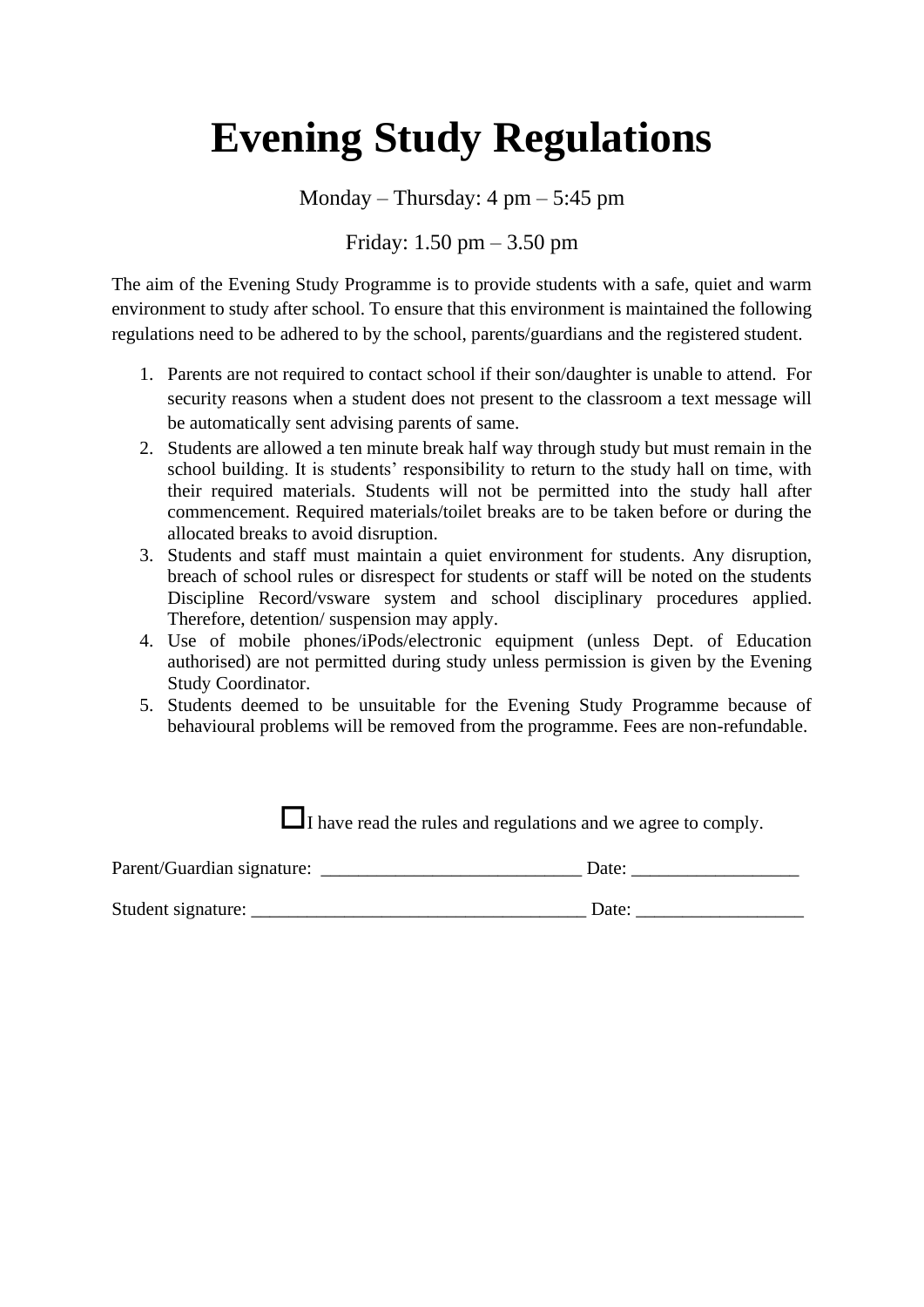# Evening Study Regulations

Monday – Thursday: 4 pm – 5:45 pm

Friday: 1.50 pm – 3.50 pm

The aim of the Evening Study Programme is to provide students with a safe, quiet and warm environment to study after school. To ensure that this environment is maintained the following regulations need to be adhered to by the school, parents/guardians and the registered student.

1. Parents are not required to contact school if their son/daughter is unable to attend. For security reasons when a student does not present to the classroom a text message will be automatically sent advising parents of same.
2. Students are allowed a ten minute break half way through study but must remain in the school building. It is students' responsibility to return to the study hall on time, with their required materials. Students will not be permitted into the study hall after commencement. Required materials/toilet breaks are to be taken before or during the allocated breaks to avoid disruption.
3. Students and staff must maintain a quiet environment for students. Any disruption, breach of school rules or disrespect for students or staff will be noted on the students Discipline Record/vsware system and school disciplinary procedures applied. Therefore, detention/ suspension may apply.
4. Use of mobile phones/iPods/electronic equipment (unless Dept. of Education authorised) are not permitted during study unless permission is given by the Evening Study Coordinator.
5. Students deemed to be unsuitable for the Evening Study Programme because of behavioural problems will be removed from the programme. Fees are non-refundable.

☐ I have read the rules and regulations and we agree to comply.

Parent/Guardian signature: ____________________________ Date: __________________

Student signature: ____________________________________ Date: __________________